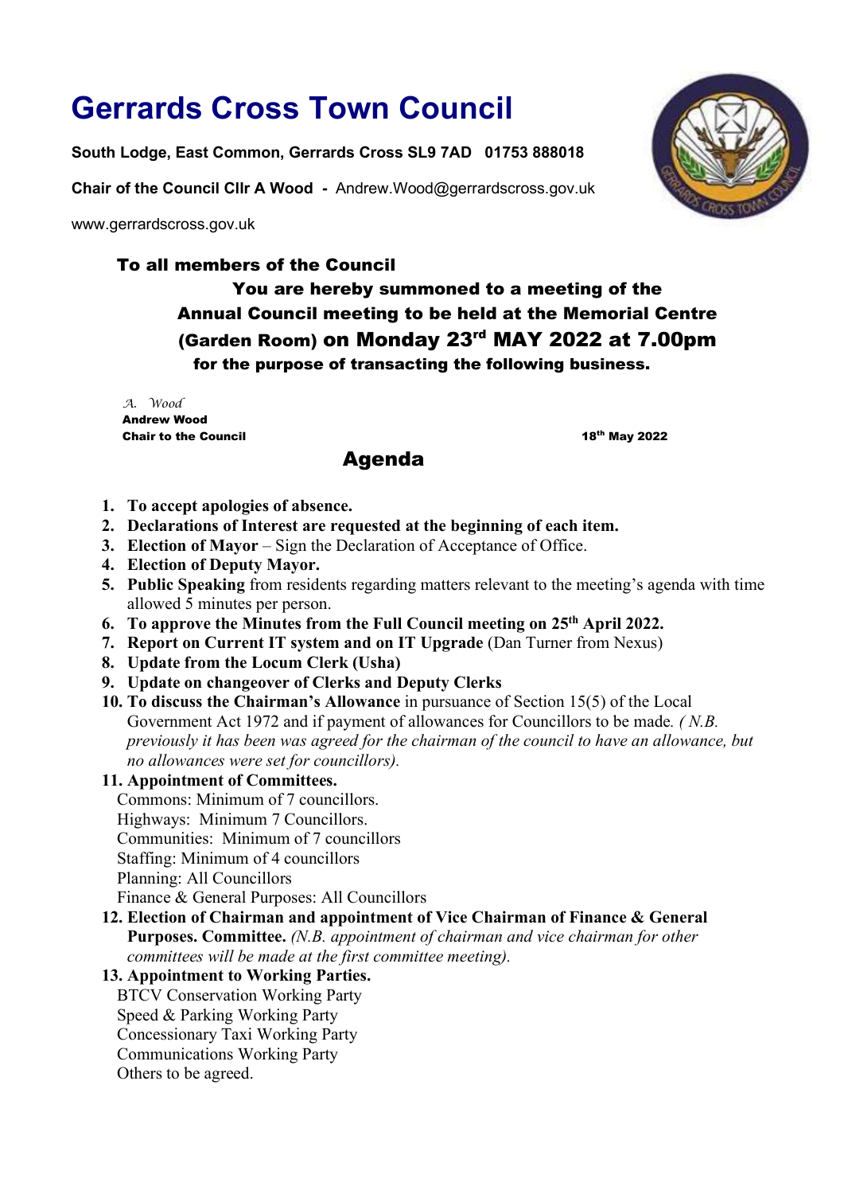# Gerrards Cross Town Council

**South Lodge, East Common, Gerrards Cross SL9 7AD 01753 888018**

**Chair of the Council Cllr A Wood -** Andrew.Wood@gerrardscross.gov.uk

www.gerrardscross.gov.uk

**To all members of the Council**

**You are hereby summoned to a meeting of the Annual Council meeting to be held at the Memorial Centre (Garden Room) on Monday 23rd MAY 2022 at 7.00pm for the purpose of transacting the following business.**

*A. Wood*
**Andrew Wood**
**Chair to the Council**

**18th May 2022**

## Agenda

1. **To accept apologies of absence.**
2. **Declarations of Interest are requested at the beginning of each item.**
3. **Election of Mayor** – Sign the Declaration of Acceptance of Office.
4. **Election of Deputy Mayor.**
5. **Public Speaking** from residents regarding matters relevant to the meeting's agenda with time allowed 5 minutes per person.
6. **To approve the Minutes from the Full Council meeting on 25th April 2022.**
7. **Report on Current IT system and on IT Upgrade** (Dan Turner from Nexus)
8. **Update from the Locum Clerk (Usha)**
9. **Update on changeover of Clerks and Deputy Clerks**
10. **To discuss the Chairman's Allowance** in pursuance of Section 15(5) of the Local Government Act 1972 and if payment of allowances for Councillors to be made. *( N.B. previously it has been was agreed for the chairman of the council to have an allowance, but no allowances were set for councillors).*
11. **Appointment of Committees.**
    Commons: Minimum of 7 councillors.
    Highways: Minimum 7 Councillors.
    Communities: Minimum of 7 councillors
    Staffing: Minimum of 4 councillors
    Planning: All Councillors
    Finance & General Purposes: All Councillors
12. **Election of Chairman and appointment of Vice Chairman of Finance & General Purposes. Committee.** *(N.B. appointment of chairman and vice chairman for other committees will be made at the first committee meeting).*
13. **Appointment to Working Parties.**
    BTCV Conservation Working Party
    Speed & Parking Working Party
    Concessionary Taxi Working Party
    Communications Working Party
    Others to be agreed.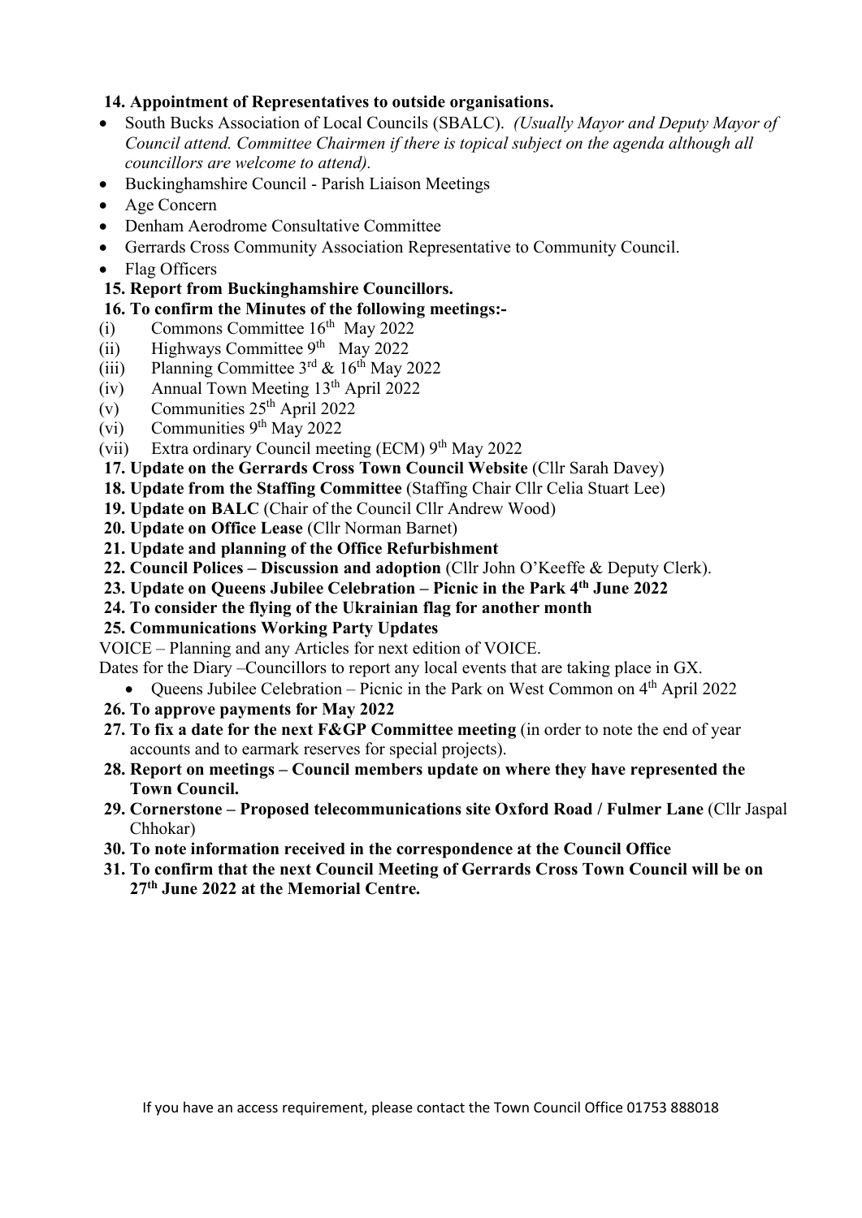**14. Appointment of Representatives to outside organisations.**

- South Bucks Association of Local Councils (SBALC). *(Usually Mayor and Deputy Mayor of Council attend. Committee Chairmen if there is topical subject on the agenda although all councillors are welcome to attend).*
- Buckinghamshire Council - Parish Liaison Meetings
- Age Concern
- Denham Aerodrome Consultative Committee
- Gerrards Cross Community Association Representative to Community Council.
- Flag Officers

**15. Report from Buckinghamshire Councillors.**

**16. To confirm the Minutes of the following meetings:-**

(i) Commons Committee 16th May 2022
(ii) Highways Committee 9th May 2022
(iii) Planning Committee 3rd & 16th May 2022
(iv) Annual Town Meeting 13th April 2022
(v) Communities 25th April 2022
(vi) Communities 9th May 2022
(vii) Extra ordinary Council meeting (ECM) 9th May 2022

**17. Update on the Gerrards Cross Town Council Website** (Cllr Sarah Davey)

**18. Update from the Staffing Committee** (Staffing Chair Cllr Celia Stuart Lee)

**19. Update on BALC** (Chair of the Council Cllr Andrew Wood)

**20. Update on Office Lease** (Cllr Norman Barnet)

**21. Update and planning of the Office Refurbishment**

**22. Council Polices – Discussion and adoption** (Cllr John O'Keeffe & Deputy Clerk).

**23. Update on Queens Jubilee Celebration – Picnic in the Park 4th June 2022**

**24. To consider the flying of the Ukrainian flag for another month**

**25. Communications Working Party Updates**

VOICE – Planning and any Articles for next edition of VOICE.

Dates for the Diary –Councillors to report any local events that are taking place in GX.

- Queens Jubilee Celebration – Picnic in the Park on West Common on 4th April 2022

**26. To approve payments for May 2022**

**27. To fix a date for the next F&GP Committee meeting** (in order to note the end of year accounts and to earmark reserves for special projects).

**28. Report on meetings – Council members update on where they have represented the Town Council.**

**29. Cornerstone – Proposed telecommunications site Oxford Road / Fulmer Lane** (Cllr Jaspal Chhokar)

**30. To note information received in the correspondence at the Council Office**

**31. To confirm that the next Council Meeting of Gerrards Cross Town Council will be on 27th June 2022 at the Memorial Centre.**

If you have an access requirement, please contact the Town Council Office 01753 888018